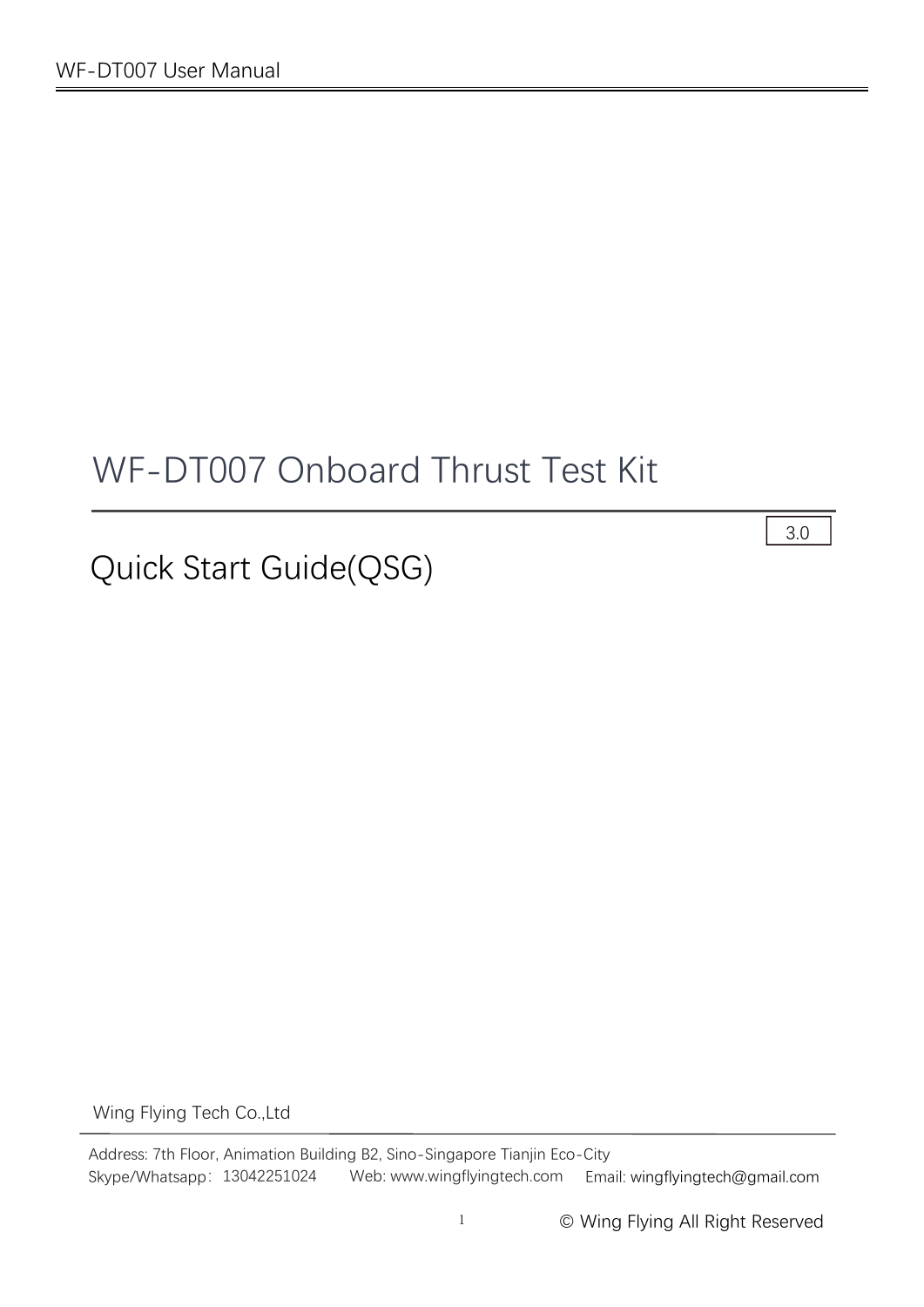# WF-DT007 Onboard Thrust Test Kit

3.0

## Quick Start Guide(QSG)

Wing Flying Tech Co.,Ltd

Address: 7th Floor, Animation Building B2, Sino-Singapore Tianjin Eco-City

Skype/Whatsapp：13042251024　　Web: www.wingflyingtech.com　　Email: wingflyingtech@gmail.com

© Wing Flying All Right Reserved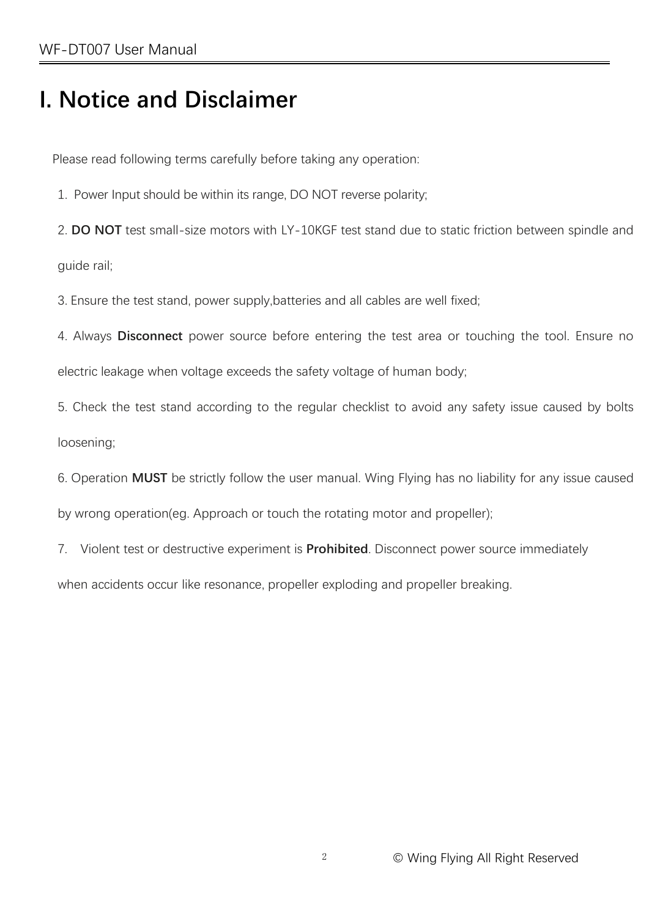# I. Notice and Disclaimer

Please read following terms carefully before taking any operation:

1. Power Input should be within its range, DO NOT reverse polarity;
2. **DO NOT** test small-size motors with LY-10KGF test stand due to static friction between spindle and guide rail;
3. Ensure the test stand, power supply,batteries and all cables are well fixed;
4. Always **Disconnect** power source before entering the test area or touching the tool. Ensure no electric leakage when voltage exceeds the safety voltage of human body;
5. Check the test stand according to the regular checklist to avoid any safety issue caused by bolts loosening;
6. Operation **MUST** be strictly follow the user manual. Wing Flying has no liability for any issue caused by wrong operation(eg. Approach or touch the rotating motor and propeller);
7. Violent test or destructive experiment is **Prohibited**. Disconnect power source immediately when accidents occur like resonance, propeller exploding and propeller breaking.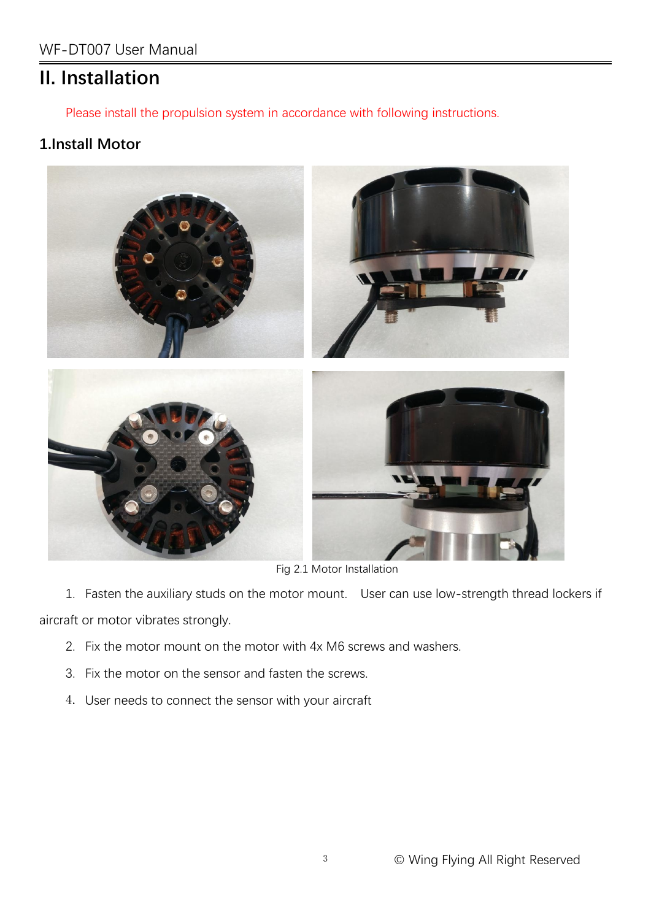## II. Installation

Please install the propulsion system in accordance with following instructions.

### 1.Install Motor

Fig 2.1 Motor Installation

1. Fasten the auxiliary studs on the motor mount. User can use low-strength thread lockers if aircraft or motor vibrates strongly.
2. Fix the motor mount on the motor with 4x M6 screws and washers.
3. Fix the motor on the sensor and fasten the screws.
4. User needs to connect the sensor with your aircraft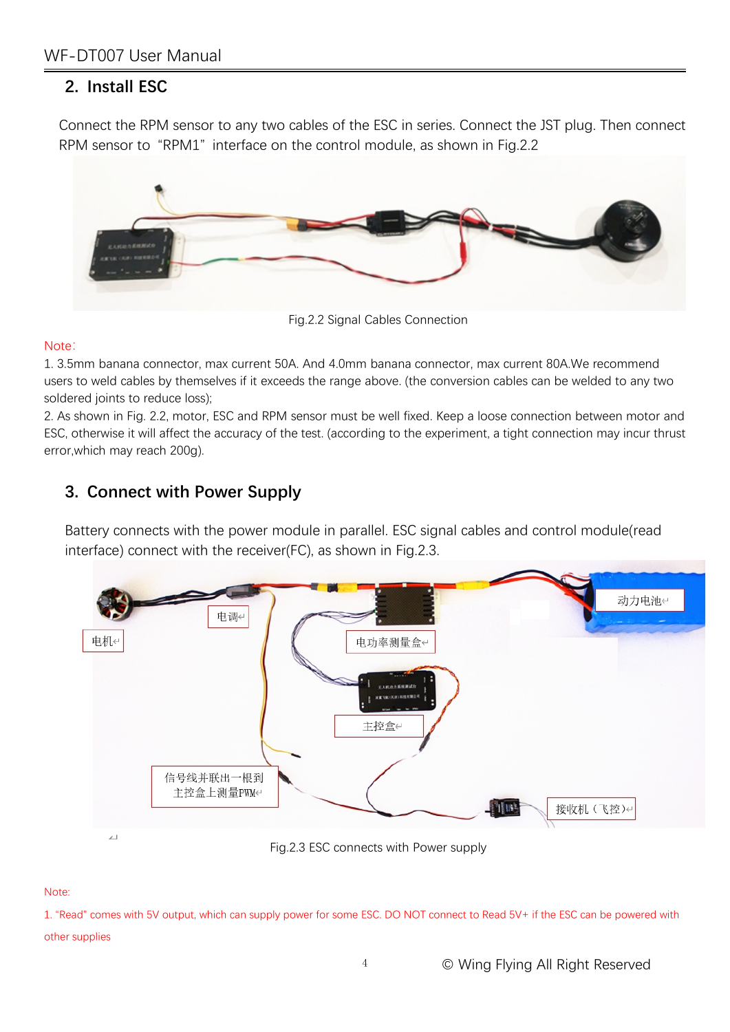## 2. Install ESC

Connect the RPM sensor to any two cables of the ESC in series. Connect the JST plug. Then connect RPM sensor to "RPM1" interface on the control module, as shown in Fig.2.2

Fig.2.2 Signal Cables Connection

Note:

1. 3.5mm banana connector, max current 50A. And 4.0mm banana connector, max current 80A.We recommend users to weld cables by themselves if it exceeds the range above. (the conversion cables can be welded to any two soldered joints to reduce loss);
2. As shown in Fig. 2.2, motor, ESC and RPM sensor must be well fixed. Keep a loose connection between motor and ESC, otherwise it will affect the accuracy of the test. (according to the experiment, a tight connection may incur thrust error,which may reach 200g).

## 3. Connect with Power Supply

Battery connects with the power module in parallel. ESC signal cables and control module(read interface) connect with the receiver(FC), as shown in Fig.2.3.

Fig.2.3 ESC connects with Power supply

Note:

1. "Read" comes with 5V output, which can supply power for some ESC. DO NOT connect to Read 5V+ if the ESC can be powered with other supplies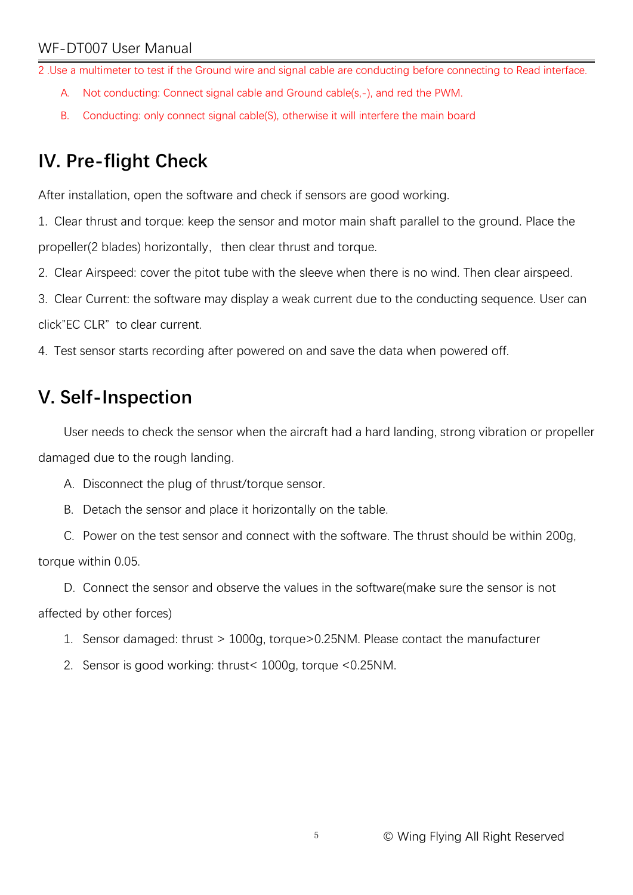2 .Use a multimeter to test if the Ground wire and signal cable are conducting before connecting to Read interface.

A. Not conducting: Connect signal cable and Ground cable(s,-), and red the PWM.

B. Conducting: only connect signal cable(S), otherwise it will interfere the main board

## IV. Pre-flight Check

After installation, open the software and check if sensors are good working.

1. Clear thrust and torque: keep the sensor and motor main shaft parallel to the ground. Place the propeller(2 blades) horizontally, then clear thrust and torque.
2. Clear Airspeed: cover the pitot tube with the sleeve when there is no wind. Then clear airspeed.
3. Clear Current: the software may display a weak current due to the conducting sequence. User can click"EC CLR" to clear current.
4. Test sensor starts recording after powered on and save the data when powered off.

## V. Self-Inspection

User needs to check the sensor when the aircraft had a hard landing, strong vibration or propeller damaged due to the rough landing.

A. Disconnect the plug of thrust/torque sensor.

B. Detach the sensor and place it horizontally on the table.

C. Power on the test sensor and connect with the software. The thrust should be within 200g, torque within 0.05.

D. Connect the sensor and observe the values in the software(make sure the sensor is not affected by other forces)

1. Sensor damaged: thrust > 1000g, torque>0.25NM. Please contact the manufacturer
2. Sensor is good working: thrust< 1000g, torque <0.25NM.